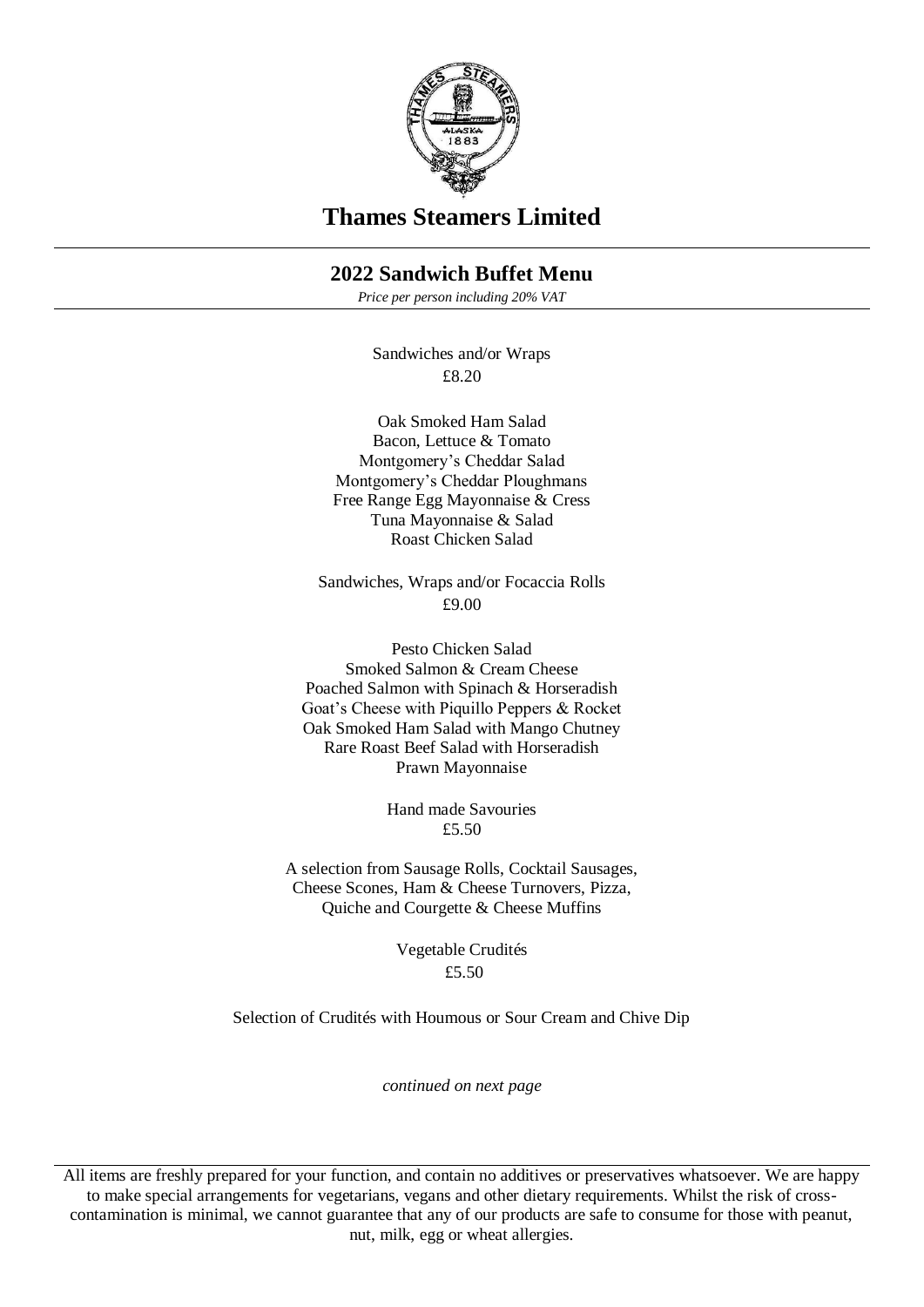# Thames Steamers Limited

## 2022 Sandwich Buffet Menu

*Price per person including 20% VAT*

Sandwiches and/or Wraps
£8.20

Oak Smoked Ham Salad
Bacon, Lettuce & Tomato
Montgomery's Cheddar Salad
Montgomery's Cheddar Ploughmans
Free Range Egg Mayonnaise & Cress
Tuna Mayonnaise & Salad
Roast Chicken Salad

Sandwiches, Wraps and/or Focaccia Rolls
£9.00

Pesto Chicken Salad
Smoked Salmon & Cream Cheese
Poached Salmon with Spinach & Horseradish
Goat's Cheese with Piquillo Peppers & Rocket
Oak Smoked Ham Salad with Mango Chutney
Rare Roast Beef Salad with Horseradish
Prawn Mayonnaise

Hand made Savouries
£5.50

A selection from Sausage Rolls, Cocktail Sausages, Cheese Scones, Ham & Cheese Turnovers, Pizza, Quiche and Courgette & Cheese Muffins

Vegetable Crudités
£5.50

Selection of Crudités with Houmous or Sour Cream and Chive Dip

*continued on next page*

All items are freshly prepared for your function, and contain no additives or preservatives whatsoever. We are happy to make special arrangements for vegetarians, vegans and other dietary requirements. Whilst the risk of cross-contamination is minimal, we cannot guarantee that any of our products are safe to consume for those with peanut, nut, milk, egg or wheat allergies.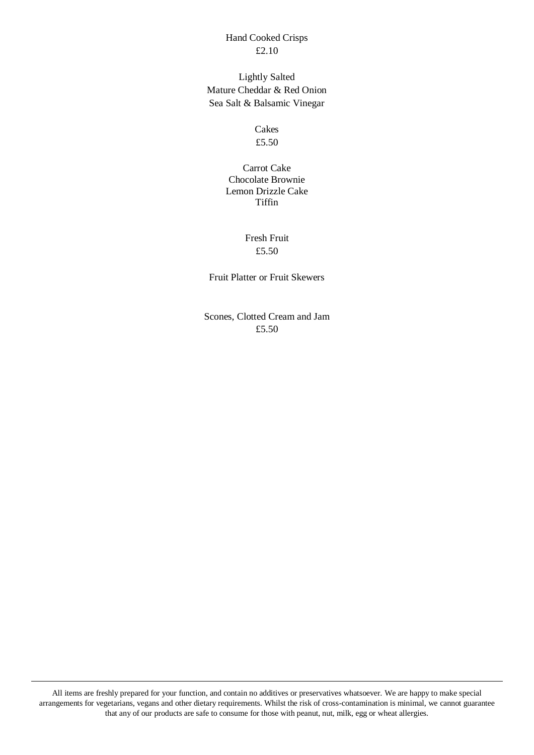Hand Cooked Crisps
£2.10

Lightly Salted
Mature Cheddar & Red Onion
Sea Salt & Balsamic Vinegar

Cakes
£5.50

Carrot Cake
Chocolate Brownie
Lemon Drizzle Cake
Tiffin

Fresh Fruit
£5.50

Fruit Platter or Fruit Skewers

Scones, Clotted Cream and Jam
£5.50

---

All items are freshly prepared for your function, and contain no additives or preservatives whatsoever. We are happy to make special arrangements for vegetarians, vegans and other dietary requirements. Whilst the risk of cross-contamination is minimal, we cannot guarantee that any of our products are safe to consume for those with peanut, nut, milk, egg or wheat allergies.